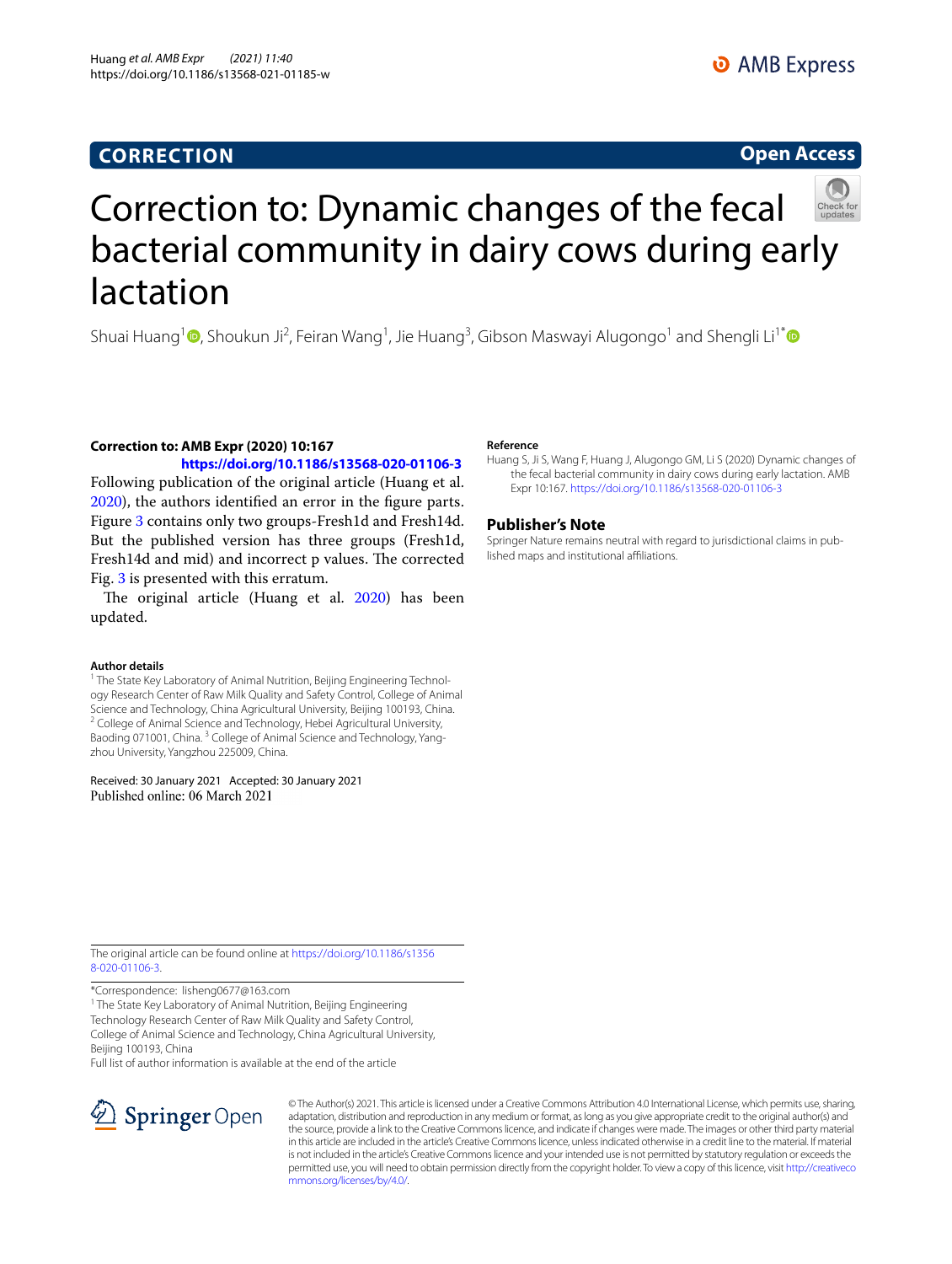**CORRECTION** | **Open Access**

# Correction to: Dynamic changes of the fecal bacterial community in dairy cows during early lactation

Shuai Huang[1], Shoukun Ji[2], Feiran Wang[1], Jie Huang[3], Gibson Maswayi Alugongo[1] and Shengli Li[1*]

**Correction to: AMB Expr (2020) 10:167**
**https://doi.org/10.1186/s13568-020-01106-3**

Following publication of the original article (Huang et al. 2020), the authors identified an error in the figure parts. Figure 3 contains only two groups-Fresh1d and Fresh14d. But the published version has three groups (Fresh1d, Fresh14d and mid) and incorrect p values. The corrected Fig. 3 is presented with this erratum.

The original article (Huang et al. 2020) has been updated.

**Author details**
[1] The State Key Laboratory of Animal Nutrition, Beijing Engineering Technology Research Center of Raw Milk Quality and Safety Control, College of Animal Science and Technology, China Agricultural University, Beijing 100193, China. [2] College of Animal Science and Technology, Hebei Agricultural University, Baoding 071001, China. [3] College of Animal Science and Technology, Yangzhou University, Yangzhou 225009, China.

Received: 30 January 2021 Accepted: 30 January 2021
Published online: 06 March 2021

**Reference**
Huang S, Ji S, Wang F, Huang J, Alugongo GM, Li S (2020) Dynamic changes of the fecal bacterial community in dairy cows during early lactation. AMB Expr 10:167. https://doi.org/10.1186/s13568-020-01106-3

## Publisher's Note

Springer Nature remains neutral with regard to jurisdictional claims in published maps and institutional affiliations.

The original article can be found online at https://doi.org/10.1186/s13568-020-01106-3.

*Correspondence: lisheng0677@163.com
[1] The State Key Laboratory of Animal Nutrition, Beijing Engineering Technology Research Center of Raw Milk Quality and Safety Control, College of Animal Science and Technology, China Agricultural University, Beijing 100193, China
Full list of author information is available at the end of the article

© The Author(s) 2021. This article is licensed under a Creative Commons Attribution 4.0 International License, which permits use, sharing, adaptation, distribution and reproduction in any medium or format, as long as you give appropriate credit to the original author(s) and the source, provide a link to the Creative Commons licence, and indicate if changes were made. The images or other third party material in this article are included in the article's Creative Commons licence, unless indicated otherwise in a credit line to the material. If material is not included in the article's Creative Commons licence and your intended use is not permitted by statutory regulation or exceeds the permitted use, you will need to obtain permission directly from the copyright holder. To view a copy of this licence, visit http://creativecommons.org/licenses/by/4.0/.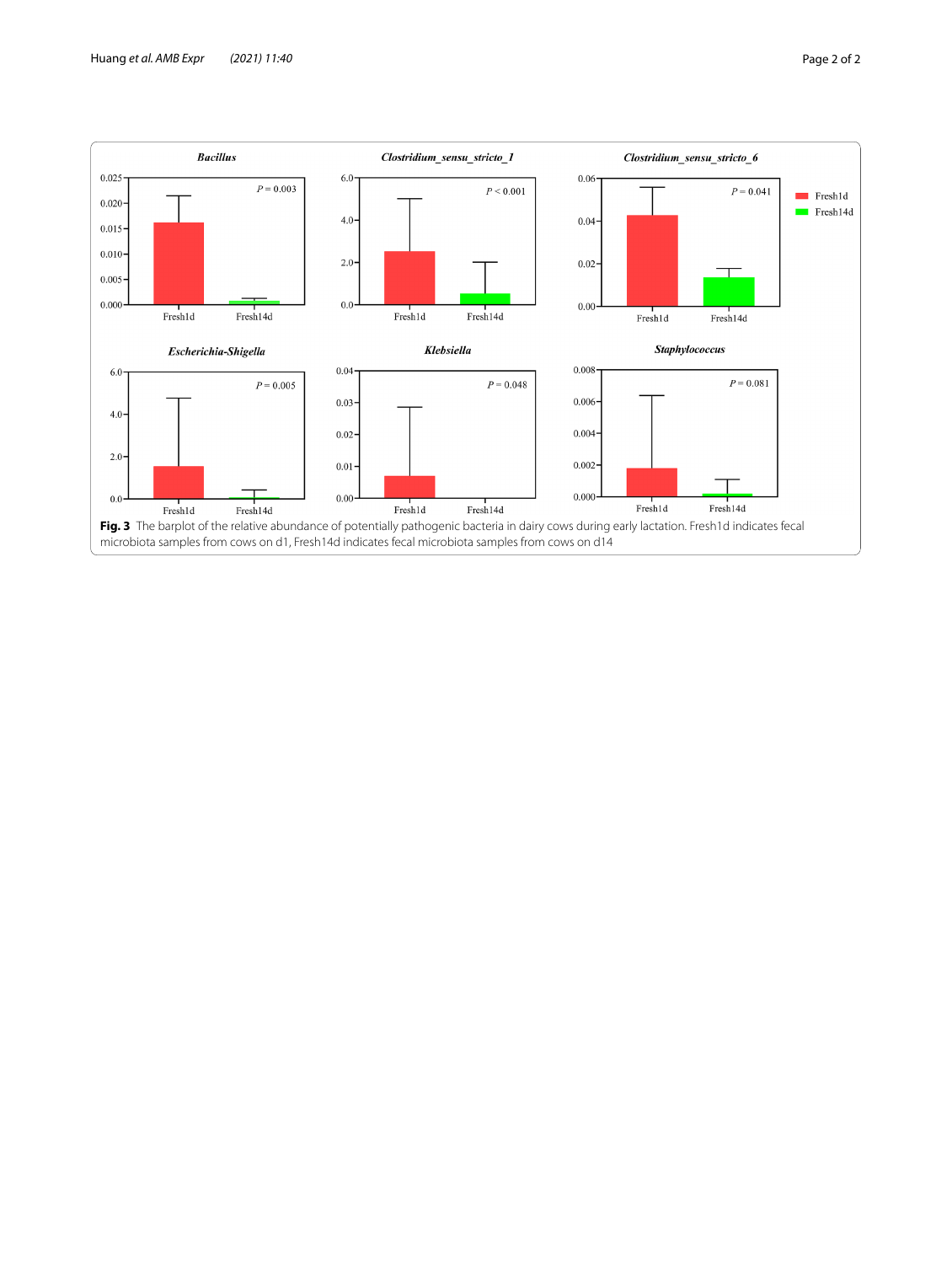Bacillus

0.025
0.020
0.015
0.010
0.005
0.000

$P = 0.003$

Fresh1d
Fresh14d

Clostridium_sensu_stricto_1

6.0
4.0
2.0
0.0

$P < 0.001$

Fresh1d
Fresh14d

Clostridium_sensu_stricto_6

0.06
0.04
0.02
0.00

$P = 0.041$

Fresh1d
Fresh14d

Fresh1d
Fresh14d

Escherichia-Shigella

6.0
4.0
2.0
0.0

$P = 0.005$

Fresh1d
Fresh14d

Klebsiella

0.04
0.03
0.02
0.01
0.00

$P = 0.048$

Fresh1d
Fresh14d

Staphylococcus

0.008
0.006
0.004
0.002
0.000

$P = 0.081$

Fresh1d
Fresh14d

**Fig. 3** The barplot of the relative abundance of potentially pathogenic bacteria in dairy cows during early lactation. Fresh1d indicates fecal microbiota samples from cows on d1, Fresh14d indicates fecal microbiota samples from cows on d14